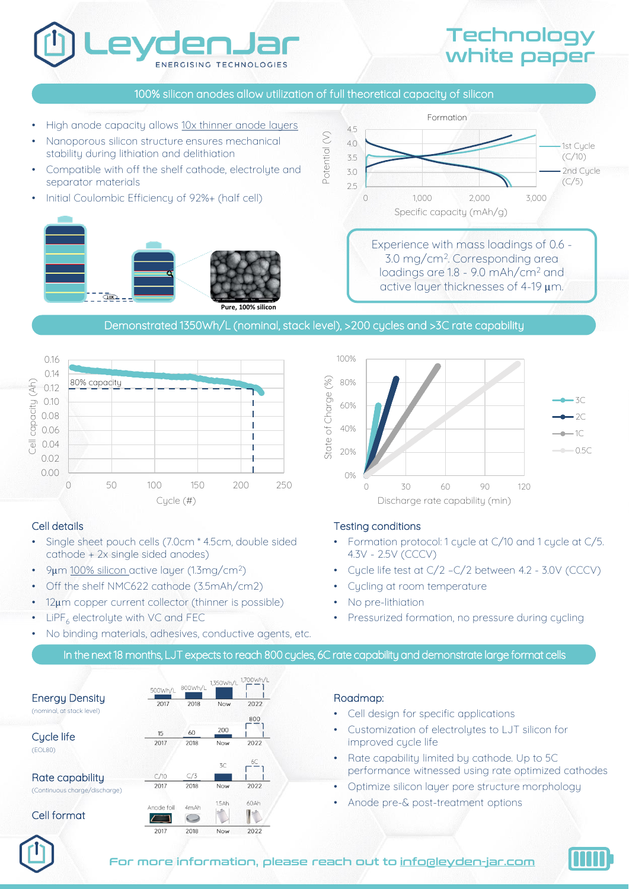# LeydenJar

ENERGISING TECHNOLOGIES

# Technology white paper

## 100% silicon anodes allow utilization of full theoretical capacity of silicon

- High anode capacity allows 10x thinner anode layers
- Nanoporous silicon structure ensures mechanical stability during lithiation and delithiation
- Compatible with off the shelf cathode, electrolyte and separator materials
- Initial Coulombic Efficiency of 92%+ (half cell)

Formation

Potential (V) vs. Specific capacity (mAh/g): 1st Cycle (C/10), 2nd Cycle (C/5)

10X

Pure, 100% silicon

Experience with mass loadings of 0.6 - 3.0 mg/cm$^2$. Corresponding area loadings are 1.8 - 9.0 mAh/cm$^2$ and active layer thicknesses of 4-19 µm.

## Demonstrated 1350Wh/L (nominal, stack level), >200 cycles and >3C rate capability

Cell capacity (Ah) vs. Cycle (#): 80% capacity

State of Charge (%) vs. Discharge rate capability (min): 3C, 2C, 1C, 0.5C

### Cell details

- Single sheet pouch cells (7.0cm * 4.5cm, double sided cathode + 2x single sided anodes)
- 9µm 100% silicon active layer (1.3mg/cm$^2$)
- Off the shelf NMC622 cathode (3.5mAh/cm2)
- 12µm copper current collector (thinner is possible)
- $LiPF_6$ electrolyte with VC and FEC
- No binding materials, adhesives, conductive agents, etc.

### Testing conditions

- Formation protocol: 1 cycle at C/10 and 1 cycle at C/5. 4.3V - 2.5V (CCCV)
- Cycle life test at C/2 –C/2 between 4.2 - 3.0V (CCCV)
- Cycling at room temperature
- No pre-lithiation
- Pressurized formation, no pressure during cycling

## In the next 18 months, LJT expects to reach 800 cycles, 6C rate capability and demonstrate large format cells

| | 2017 | 2018 | Now | 2022 |
|---|---|---|---|---|
| Energy Density (nominal, at stack level) | 500Wh/L | 800Wh/L | 1,350Wh/L | 1,700Wh/L |
| Cycle life (EOL80) | 15 | 60 | 200 | 800 |
| Rate capability (Continuous charge/discharge) | C/10 | C/3 | 3C | 6C |
| Cell format | Anode foil | 4mAh | 1.5Ah | 60Ah |

### Roadmap:

- Cell design for specific applications
- Customization of electrolytes to LJT silicon for improved cycle life
- Rate capability limited by cathode. Up to 5C performance witnessed using rate optimized cathodes
- Optimize silicon layer pore structure morphology
- Anode pre-& post-treatment options

For more information, please reach out to info@leyden-jar.com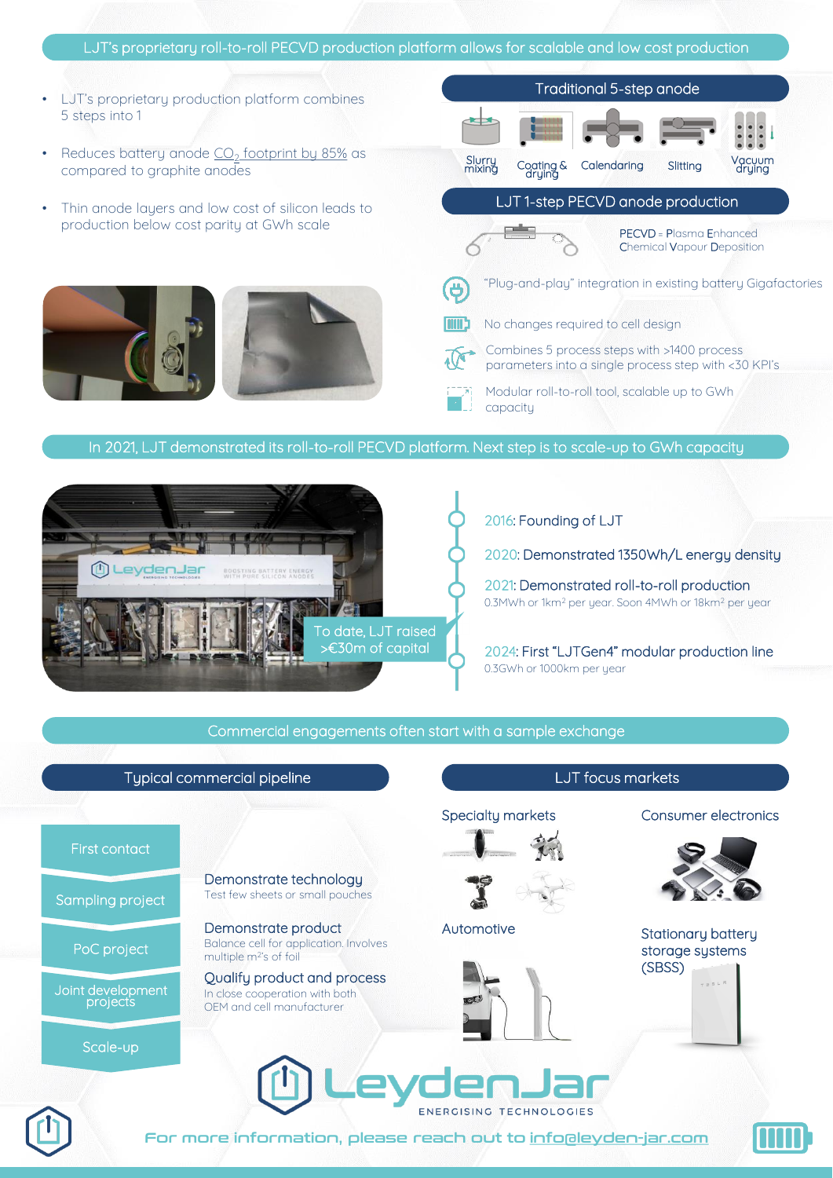## LJT's proprietary roll-to-roll PECVD production platform allows for scalable and low cost production

- LJT's proprietary production platform combines 5 steps into 1
- Reduces battery anode $CO_2$ footprint by 85% as compared to graphite anodes
- Thin anode layers and low cost of silicon leads to production below cost parity at GWh scale

### Traditional 5-step anode

Slurry mixing · Coating & drying · Calendaring · Slitting · Vacuum drying

### LJT 1-step PECVD anode production

PECVD = Plasma Enhanced Chemical Vapour Deposition

- "Plug-and-play" integration in existing battery Gigafactories
- No changes required to cell design
- Combines 5 process steps with >1400 process parameters into a single process step with <30 KPI's
- Modular roll-to-roll tool, scalable up to GWh capacity

## In 2021, LJT demonstrated its roll-to-roll PECVD platform. Next step is to scale-up to GWh capacity

To date, LJT raised >€30m of capital

- 2016: Founding of LJT
- 2020: Demonstrated 1350Wh/L energy density
- 2021: Demonstrated roll-to-roll production
  0.3MWh or 1km² per year. Soon 4MWh or 18km² per year
- 2024: First "LJTGen4" modular production line
  0.3GWh or 1000km per year

## Commercial engagements often start with a sample exchange

### Typical commercial pipeline

- First contact
- Sampling project — **Demonstrate technology**: Test few sheets or small pouches
- PoC project — **Demonstrate product**: Balance cell for application. Involves multiple m²'s of foil
- Joint development projects — **Qualify product and process**: In close cooperation with both OEM and cell manufacturer
- Scale-up

### LJT focus markets

- Specialty markets
- Consumer electronics
- Automotive
- Stationary battery storage systems (SBSS)

LeydenJar
ENERGISING TECHNOLOGIES

For more information, please reach out to info@leyden-jar.com